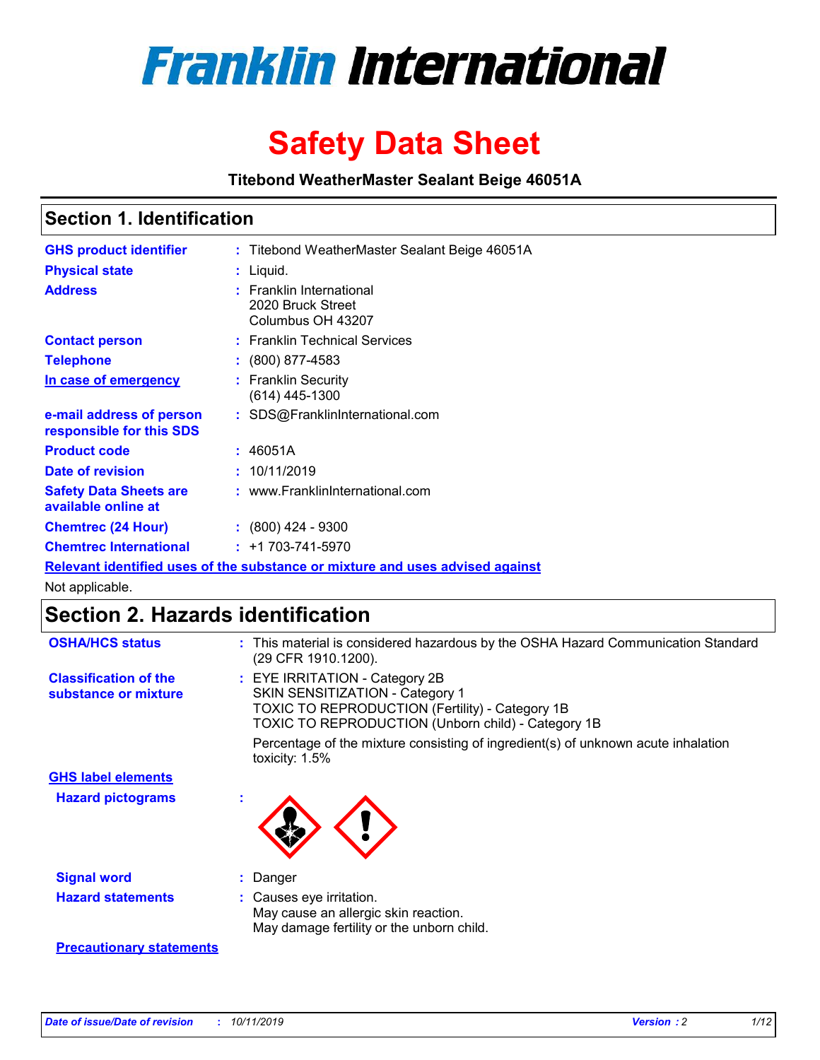# Franklin International

# Safety Data Sheet

**Titebond WeatherMaster Sealant Beige 46051A**

## Section 1. Identification

| | | |
|---|---|---|
| **GHS product identifier** | : | Titebond WeatherMaster Sealant Beige 46051A |
| **Physical state** | : | Liquid. |
| **Address** | : | Franklin International<br>2020 Bruck Street<br>Columbus OH 43207 |
| **Contact person** | : | Franklin Technical Services |
| **Telephone** | : | (800) 877-4583 |
| **In case of emergency** | : | Franklin Security<br>(614) 445-1300 |
| **e-mail address of person responsible for this SDS** | : | SDS@FranklinInternational.com |
| **Product code** | : | 46051A |
| **Date of revision** | : | 10/11/2019 |
| **Safety Data Sheets are available online at** | : | www.FranklinInternational.com |
| **Chemtrec (24 Hour)** | : | (800) 424 - 9300 |
| **Chemtrec International** | : | +1 703-741-5970 |

**Relevant identified uses of the substance or mixture and uses advised against**

Not applicable.

## Section 2. Hazards identification

| | | |
|---|---|---|
| **OSHA/HCS status** | : | This material is considered hazardous by the OSHA Hazard Communication Standard (29 CFR 1910.1200). |
| **Classification of the substance or mixture** | : | EYE IRRITATION - Category 2B<br>SKIN SENSITIZATION - Category 1<br>TOXIC TO REPRODUCTION (Fertility) - Category 1B<br>TOXIC TO REPRODUCTION (Unborn child) - Category 1B<br><br>Percentage of the mixture consisting of ingredient(s) of unknown acute inhalation toxicity: 1.5% |

**GHS label elements**

| | | |
|---|---|---|
| **Hazard pictograms** | : | |
| **Signal word** | : | Danger |
| **Hazard statements** | : | Causes eye irritation.<br>May cause an allergic skin reaction.<br>May damage fertility or the unborn child. |

**Precautionary statements**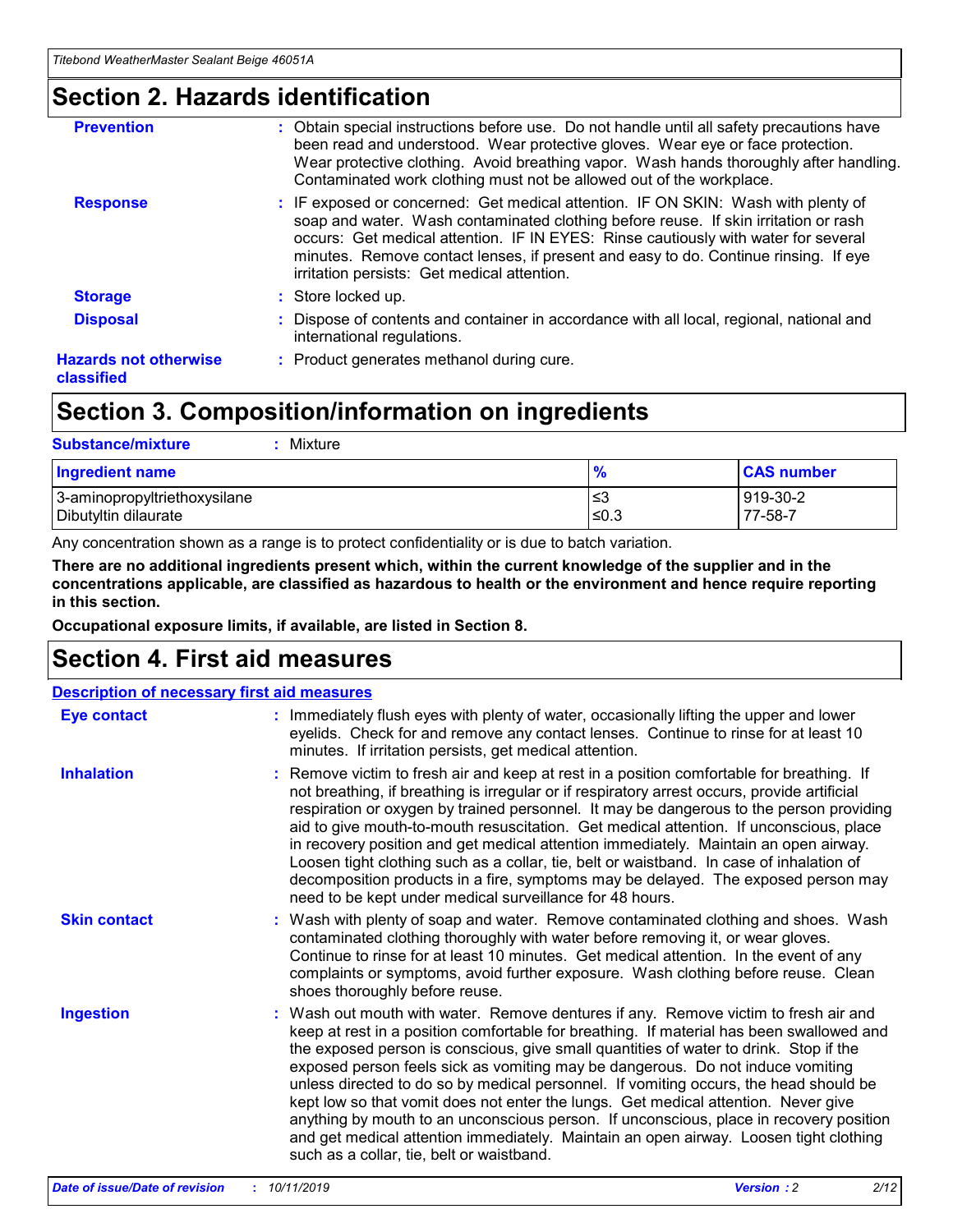## Section 2. Hazards identification

**Prevention** : Obtain special instructions before use. Do not handle until all safety precautions have been read and understood. Wear protective gloves. Wear eye or face protection. Wear protective clothing. Avoid breathing vapor. Wash hands thoroughly after handling. Contaminated work clothing must not be allowed out of the workplace.

**Response** : IF exposed or concerned: Get medical attention. IF ON SKIN: Wash with plenty of soap and water. Wash contaminated clothing before reuse. If skin irritation or rash occurs: Get medical attention. IF IN EYES: Rinse cautiously with water for several minutes. Remove contact lenses, if present and easy to do. Continue rinsing. If eye irritation persists: Get medical attention.

**Storage** : Store locked up.

**Disposal** : Dispose of contents and container in accordance with all local, regional, national and international regulations.

**Hazards not otherwise classified** : Product generates methanol during cure.

## Section 3. Composition/information on ingredients

**Substance/mixture** : Mixture

| Ingredient name | % | CAS number |
|---|---|---|
| 3-aminopropyltriethoxysilane | ≤3 | 919-30-2 |
| Dibutyltin dilaurate | ≤0.3 | 77-58-7 |

Any concentration shown as a range is to protect confidentiality or is due to batch variation.

**There are no additional ingredients present which, within the current knowledge of the supplier and in the concentrations applicable, are classified as hazardous to health or the environment and hence require reporting in this section.**

**Occupational exposure limits, if available, are listed in Section 8.**

## Section 4. First aid measures

### Description of necessary first aid measures

**Eye contact** : Immediately flush eyes with plenty of water, occasionally lifting the upper and lower eyelids. Check for and remove any contact lenses. Continue to rinse for at least 10 minutes. If irritation persists, get medical attention.

**Inhalation** : Remove victim to fresh air and keep at rest in a position comfortable for breathing. If not breathing, if breathing is irregular or if respiratory arrest occurs, provide artificial respiration or oxygen by trained personnel. It may be dangerous to the person providing aid to give mouth-to-mouth resuscitation. Get medical attention. If unconscious, place in recovery position and get medical attention immediately. Maintain an open airway. Loosen tight clothing such as a collar, tie, belt or waistband. In case of inhalation of decomposition products in a fire, symptoms may be delayed. The exposed person may need to be kept under medical surveillance for 48 hours.

**Skin contact** : Wash with plenty of soap and water. Remove contaminated clothing and shoes. Wash contaminated clothing thoroughly with water before removing it, or wear gloves. Continue to rinse for at least 10 minutes. Get medical attention. In the event of any complaints or symptoms, avoid further exposure. Wash clothing before reuse. Clean shoes thoroughly before reuse.

**Ingestion** : Wash out mouth with water. Remove dentures if any. Remove victim to fresh air and keep at rest in a position comfortable for breathing. If material has been swallowed and the exposed person is conscious, give small quantities of water to drink. Stop if the exposed person feels sick as vomiting may be dangerous. Do not induce vomiting unless directed to do so by medical personnel. If vomiting occurs, the head should be kept low so that vomit does not enter the lungs. Get medical attention. Never give anything by mouth to an unconscious person. If unconscious, place in recovery position and get medical attention immediately. Maintain an open airway. Loosen tight clothing such as a collar, tie, belt or waistband.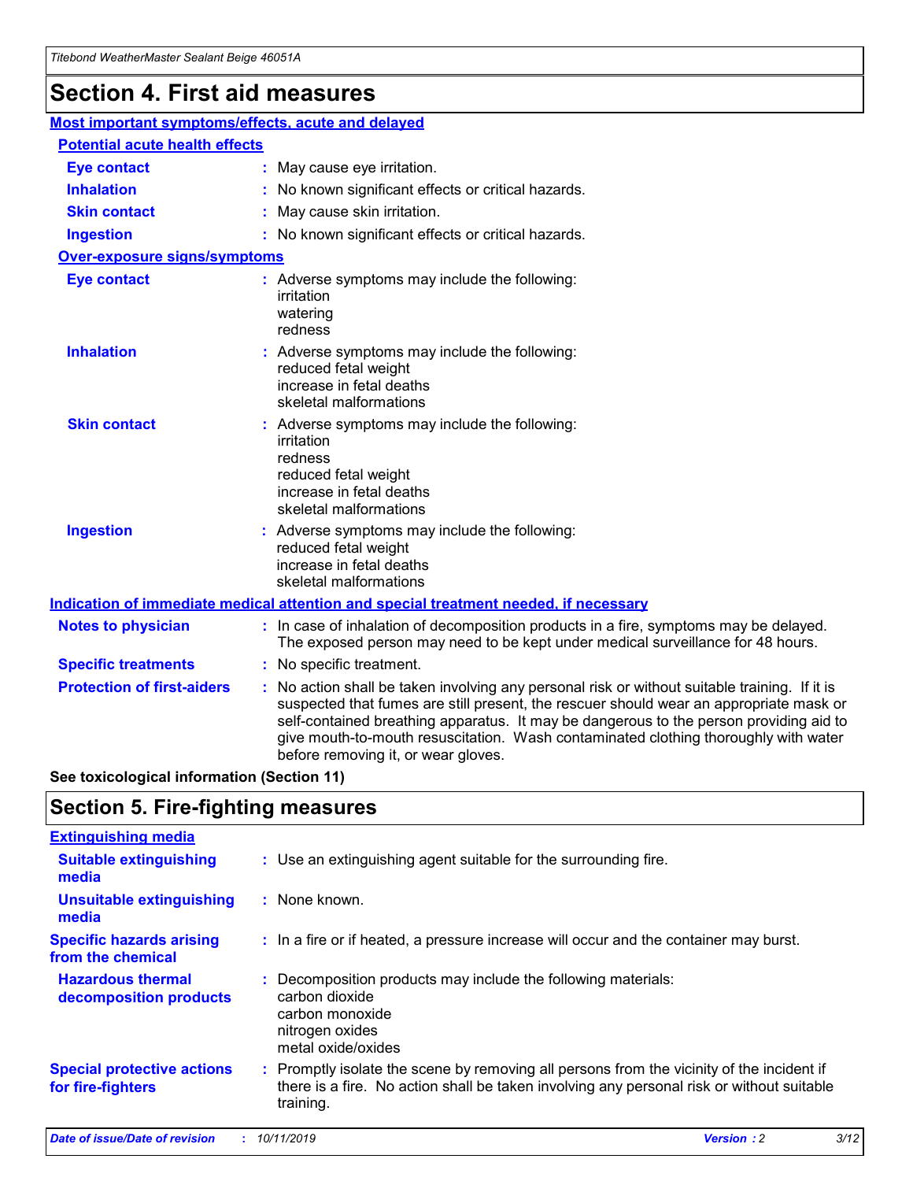# Section 4. First aid measures

## Most important symptoms/effects, acute and delayed

### Potential acute health effects

**Eye contact** : May cause eye irritation.

**Inhalation** : No known significant effects or critical hazards.

**Skin contact** : May cause skin irritation.

**Ingestion** : No known significant effects or critical hazards.

### Over-exposure signs/symptoms

**Eye contact** : Adverse symptoms may include the following:
irritation
watering
redness

**Inhalation** : Adverse symptoms may include the following:
reduced fetal weight
increase in fetal deaths
skeletal malformations

**Skin contact** : Adverse symptoms may include the following:
irritation
redness
reduced fetal weight
increase in fetal deaths
skeletal malformations

**Ingestion** : Adverse symptoms may include the following:
reduced fetal weight
increase in fetal deaths
skeletal malformations

## Indication of immediate medical attention and special treatment needed, if necessary

**Notes to physician** : In case of inhalation of decomposition products in a fire, symptoms may be delayed. The exposed person may need to be kept under medical surveillance for 48 hours.

**Specific treatments** : No specific treatment.

**Protection of first-aiders** : No action shall be taken involving any personal risk or without suitable training. If it is suspected that fumes are still present, the rescuer should wear an appropriate mask or self-contained breathing apparatus. It may be dangerous to the person providing aid to give mouth-to-mouth resuscitation. Wash contaminated clothing thoroughly with water before removing it, or wear gloves.

**See toxicological information (Section 11)**

# Section 5. Fire-fighting measures

## Extinguishing media

**Suitable extinguishing media** : Use an extinguishing agent suitable for the surrounding fire.

**Unsuitable extinguishing media** : None known.

**Specific hazards arising from the chemical** : In a fire or if heated, a pressure increase will occur and the container may burst.

**Hazardous thermal decomposition products** : Decomposition products may include the following materials:
carbon dioxide
carbon monoxide
nitrogen oxides
metal oxide/oxides

**Special protective actions for fire-fighters** : Promptly isolate the scene by removing all persons from the vicinity of the incident if there is a fire. No action shall be taken involving any personal risk or without suitable training.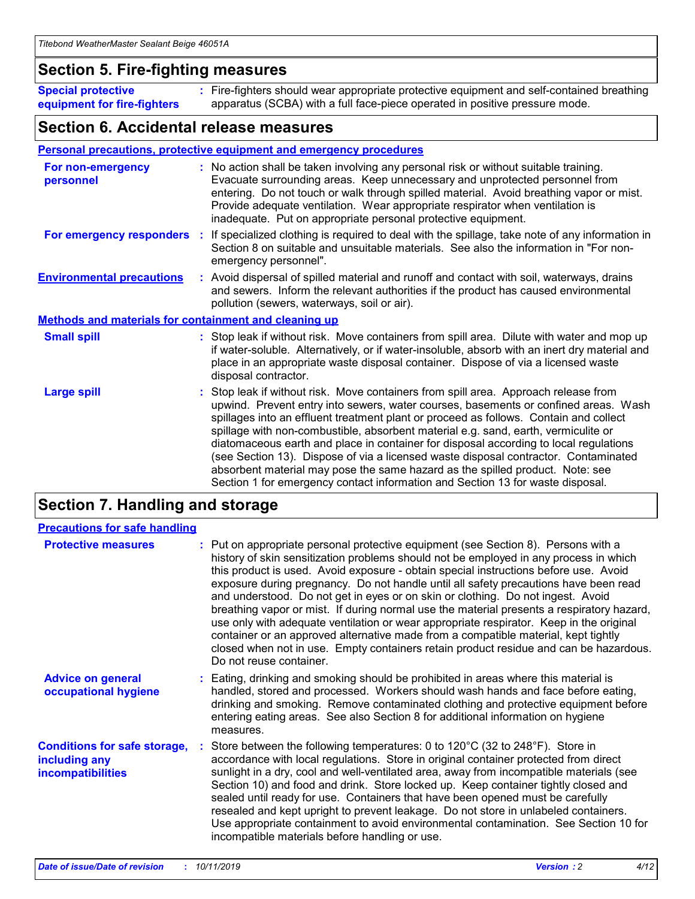## Section 5. Fire-fighting measures

**Special protective equipment for fire-fighters** : Fire-fighters should wear appropriate protective equipment and self-contained breathing apparatus (SCBA) with a full face-piece operated in positive pressure mode.

## Section 6. Accidental release measures

### Personal precautions, protective equipment and emergency procedures

**For non-emergency personnel** : No action shall be taken involving any personal risk or without suitable training. Evacuate surrounding areas. Keep unnecessary and unprotected personnel from entering. Do not touch or walk through spilled material. Avoid breathing vapor or mist. Provide adequate ventilation. Wear appropriate respirator when ventilation is inadequate. Put on appropriate personal protective equipment.

**For emergency responders** : If specialized clothing is required to deal with the spillage, take note of any information in Section 8 on suitable and unsuitable materials. See also the information in "For non-emergency personnel".

**Environmental precautions** : Avoid dispersal of spilled material and runoff and contact with soil, waterways, drains and sewers. Inform the relevant authorities if the product has caused environmental pollution (sewers, waterways, soil or air).

### Methods and materials for containment and cleaning up

**Small spill** : Stop leak if without risk. Move containers from spill area. Dilute with water and mop up if water-soluble. Alternatively, or if water-insoluble, absorb with an inert dry material and place in an appropriate waste disposal container. Dispose of via a licensed waste disposal contractor.

**Large spill** : Stop leak if without risk. Move containers from spill area. Approach release from upwind. Prevent entry into sewers, water courses, basements or confined areas. Wash spillages into an effluent treatment plant or proceed as follows. Contain and collect spillage with non-combustible, absorbent material e.g. sand, earth, vermiculite or diatomaceous earth and place in container for disposal according to local regulations (see Section 13). Dispose of via a licensed waste disposal contractor. Contaminated absorbent material may pose the same hazard as the spilled product. Note: see Section 1 for emergency contact information and Section 13 for waste disposal.

## Section 7. Handling and storage

### Precautions for safe handling

**Protective measures** : Put on appropriate personal protective equipment (see Section 8). Persons with a history of skin sensitization problems should not be employed in any process in which this product is used. Avoid exposure - obtain special instructions before use. Avoid exposure during pregnancy. Do not handle until all safety precautions have been read and understood. Do not get in eyes or on skin or clothing. Do not ingest. Avoid breathing vapor or mist. If during normal use the material presents a respiratory hazard, use only with adequate ventilation or wear appropriate respirator. Keep in the original container or an approved alternative made from a compatible material, kept tightly closed when not in use. Empty containers retain product residue and can be hazardous. Do not reuse container.

**Advice on general occupational hygiene** : Eating, drinking and smoking should be prohibited in areas where this material is handled, stored and processed. Workers should wash hands and face before eating, drinking and smoking. Remove contaminated clothing and protective equipment before entering eating areas. See also Section 8 for additional information on hygiene measures.

**Conditions for safe storage, including any incompatibilities** : Store between the following temperatures: 0 to 120°C (32 to 248°F). Store in accordance with local regulations. Store in original container protected from direct sunlight in a dry, cool and well-ventilated area, away from incompatible materials (see Section 10) and food and drink. Store locked up. Keep container tightly closed and sealed until ready for use. Containers that have been opened must be carefully resealed and kept upright to prevent leakage. Do not store in unlabeled containers. Use appropriate containment to avoid environmental contamination. See Section 10 for incompatible materials before handling or use.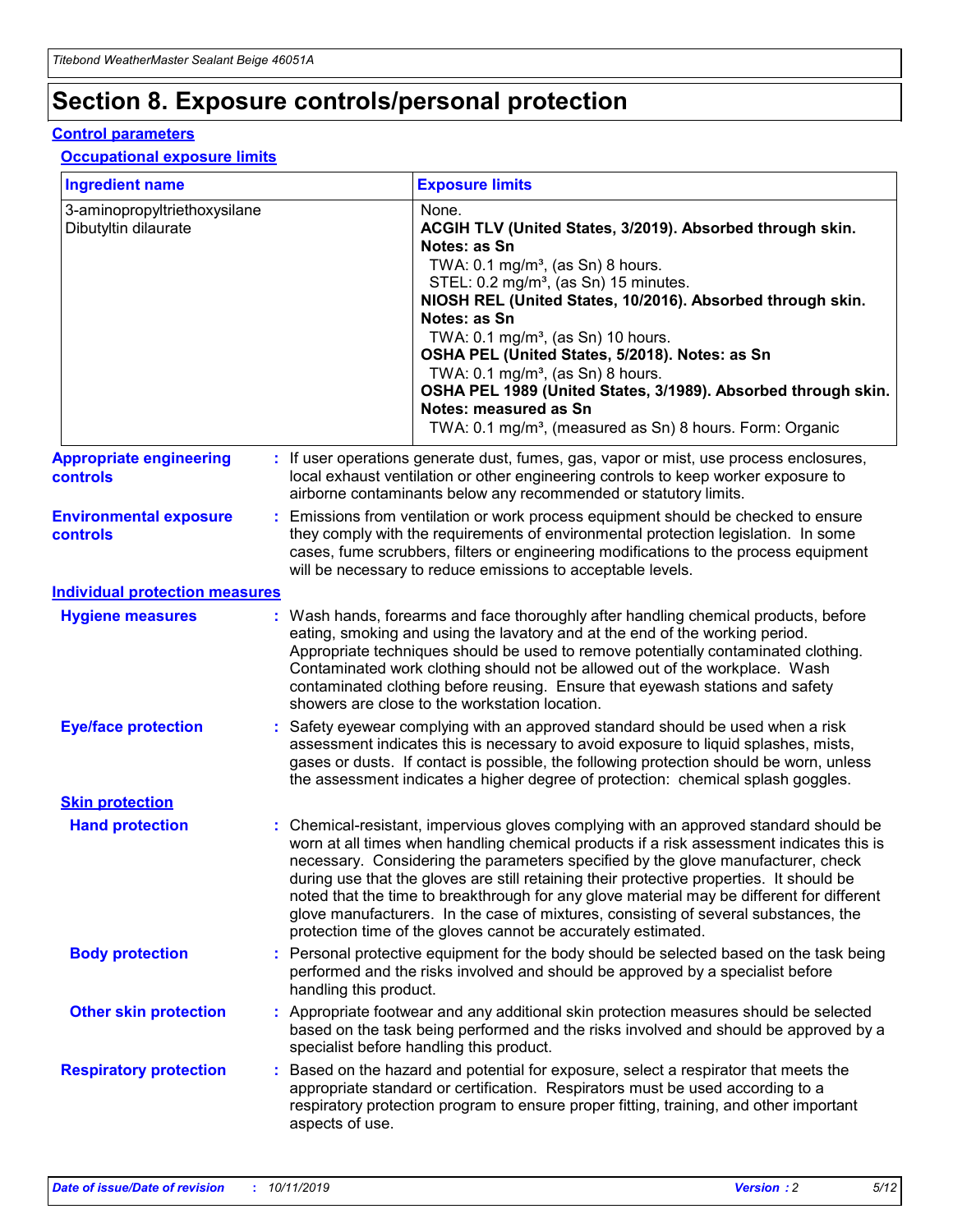# Section 8. Exposure controls/personal protection

## Control parameters

### Occupational exposure limits

| Ingredient name | Exposure limits |
| --- | --- |
| 3-aminopropyltriethoxysilane<br>Dibutyltin dilaurate | None.<br>**ACGIH TLV (United States, 3/2019). Absorbed through skin. Notes: as Sn**<br>TWA: 0.1 mg/m³, (as Sn) 8 hours.<br>STEL: 0.2 mg/m³, (as Sn) 15 minutes.<br>**NIOSH REL (United States, 10/2016). Absorbed through skin. Notes: as Sn**<br>TWA: 0.1 mg/m³, (as Sn) 10 hours.<br>**OSHA PEL (United States, 5/2018). Notes: as Sn**<br>TWA: 0.1 mg/m³, (as Sn) 8 hours.<br>**OSHA PEL 1989 (United States, 3/1989). Absorbed through skin. Notes: measured as Sn**<br>TWA: 0.1 mg/m³, (measured as Sn) 8 hours. Form: Organic |

**Appropriate engineering controls** : If user operations generate dust, fumes, gas, vapor or mist, use process enclosures, local exhaust ventilation or other engineering controls to keep worker exposure to airborne contaminants below any recommended or statutory limits.

**Environmental exposure controls** : Emissions from ventilation or work process equipment should be checked to ensure they comply with the requirements of environmental protection legislation. In some cases, fume scrubbers, filters or engineering modifications to the process equipment will be necessary to reduce emissions to acceptable levels.

## Individual protection measures

**Hygiene measures** : Wash hands, forearms and face thoroughly after handling chemical products, before eating, smoking and using the lavatory and at the end of the working period. Appropriate techniques should be used to remove potentially contaminated clothing. Contaminated work clothing should not be allowed out of the workplace. Wash contaminated clothing before reusing. Ensure that eyewash stations and safety showers are close to the workstation location.

**Eye/face protection** : Safety eyewear complying with an approved standard should be used when a risk assessment indicates this is necessary to avoid exposure to liquid splashes, mists, gases or dusts. If contact is possible, the following protection should be worn, unless the assessment indicates a higher degree of protection: chemical splash goggles.

### Skin protection

**Hand protection** : Chemical-resistant, impervious gloves complying with an approved standard should be worn at all times when handling chemical products if a risk assessment indicates this is necessary. Considering the parameters specified by the glove manufacturer, check during use that the gloves are still retaining their protective properties. It should be noted that the time to breakthrough for any glove material may be different for different glove manufacturers. In the case of mixtures, consisting of several substances, the protection time of the gloves cannot be accurately estimated.

**Body protection** : Personal protective equipment for the body should be selected based on the task being performed and the risks involved and should be approved by a specialist before handling this product.

**Other skin protection** : Appropriate footwear and any additional skin protection measures should be selected based on the task being performed and the risks involved and should be approved by a specialist before handling this product.

**Respiratory protection** : Based on the hazard and potential for exposure, select a respirator that meets the appropriate standard or certification. Respirators must be used according to a respiratory protection program to ensure proper fitting, training, and other important aspects of use.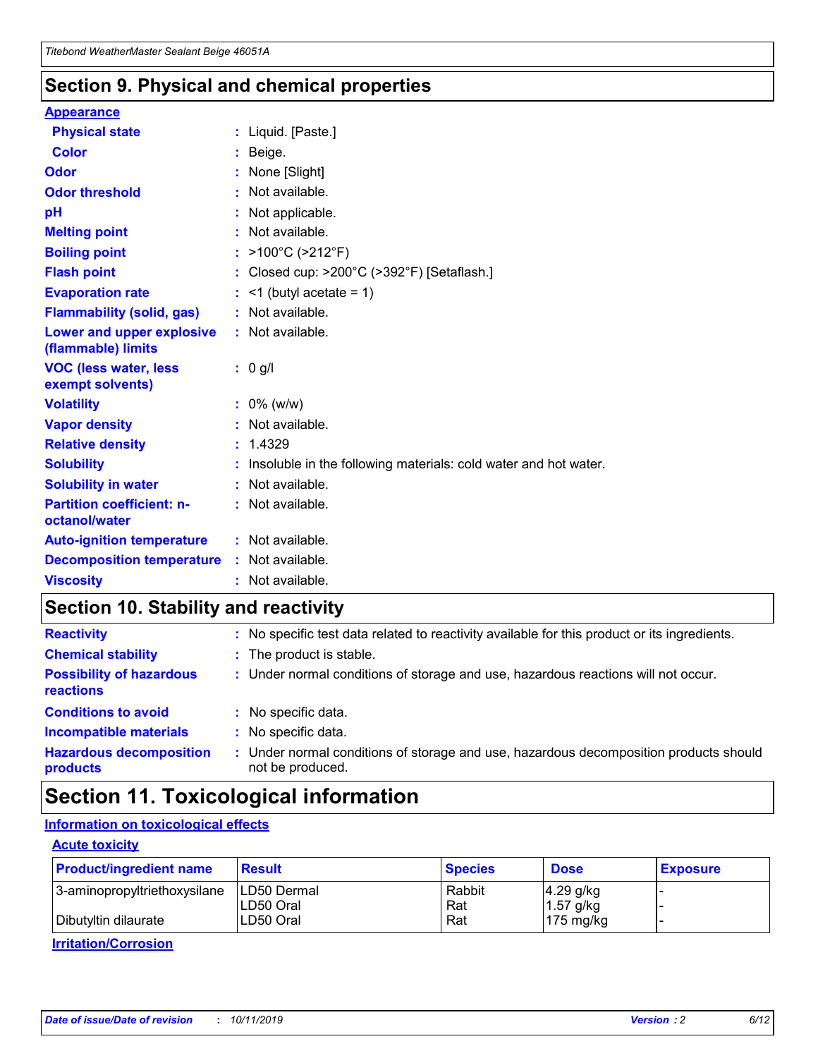## Section 9. Physical and chemical properties

**Appearance**

| | |
|---|---|
| **Physical state** | : Liquid. [Paste.] |
| **Color** | : Beige. |
| **Odor** | : None [Slight] |
| **Odor threshold** | : Not available. |
| **pH** | : Not applicable. |
| **Melting point** | : Not available. |
| **Boiling point** | : >100°C (>212°F) |
| **Flash point** | : Closed cup: >200°C (>392°F) [Setaflash.] |
| **Evaporation rate** | : <1 (butyl acetate = 1) |
| **Flammability (solid, gas)** | : Not available. |
| **Lower and upper explosive (flammable) limits** | : Not available. |
| **VOC (less water, less exempt solvents)** | : 0 g/l |
| **Volatility** | : 0% (w/w) |
| **Vapor density** | : Not available. |
| **Relative density** | : 1.4329 |
| **Solubility** | : Insoluble in the following materials: cold water and hot water. |
| **Solubility in water** | : Not available. |
| **Partition coefficient: n-octanol/water** | : Not available. |
| **Auto-ignition temperature** | : Not available. |
| **Decomposition temperature** | : Not available. |
| **Viscosity** | : Not available. |

## Section 10. Stability and reactivity

| | |
|---|---|
| **Reactivity** | : No specific test data related to reactivity available for this product or its ingredients. |
| **Chemical stability** | : The product is stable. |
| **Possibility of hazardous reactions** | : Under normal conditions of storage and use, hazardous reactions will not occur. |
| **Conditions to avoid** | : No specific data. |
| **Incompatible materials** | : No specific data. |
| **Hazardous decomposition products** | : Under normal conditions of storage and use, hazardous decomposition products should not be produced. |

## Section 11. Toxicological information

**Information on toxicological effects**

**Acute toxicity**

| Product/ingredient name | Result | Species | Dose | Exposure |
|---|---|---|---|---|
| 3-aminopropyltriethoxysilane | LD50 Dermal | Rabbit | 4.29 g/kg | - |
| | LD50 Oral | Rat | 1.57 g/kg | - |
| Dibutyltin dilaurate | LD50 Oral | Rat | 175 mg/kg | - |

**Irritation/Corrosion**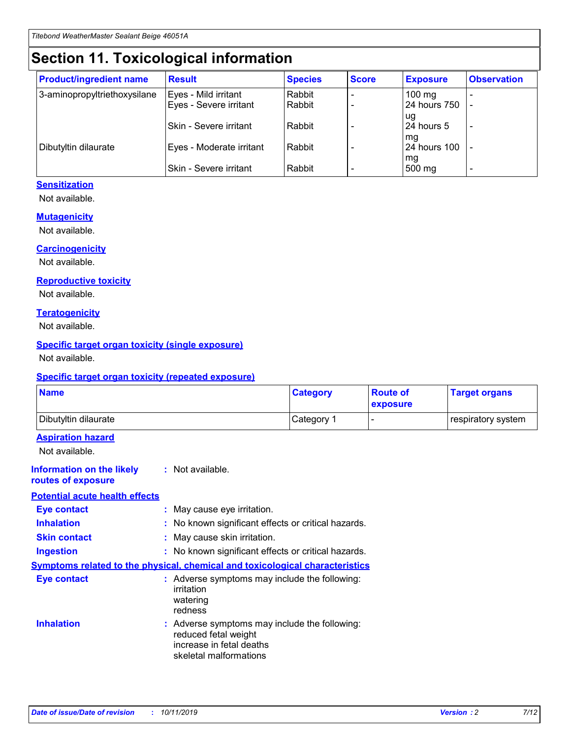# Section 11. Toxicological information

| Product/ingredient name | Result | Species | Score | Exposure | Observation |
| --- | --- | --- | --- | --- | --- |
| 3-aminopropyltriethoxysilane | Eyes - Mild irritant | Rabbit | - | 100 mg | - |
| | Eyes - Severe irritant | Rabbit | - | 24 hours 750 ug | - |
| | Skin - Severe irritant | Rabbit | - | 24 hours 5 mg | - |
| Dibutyltin dilaurate | Eyes - Moderate irritant | Rabbit | - | 24 hours 100 mg | - |
| | Skin - Severe irritant | Rabbit | - | 500 mg | - |

**Sensitization**

Not available.

**Mutagenicity**

Not available.

**Carcinogenicity**

Not available.

**Reproductive toxicity**

Not available.

**Teratogenicity**

Not available.

**Specific target organ toxicity (single exposure)**

Not available.

**Specific target organ toxicity (repeated exposure)**

| Name | Category | Route of exposure | Target organs |
| --- | --- | --- | --- |
| Dibutyltin dilaurate | Category 1 | - | respiratory system |

**Aspiration hazard**

Not available.

**Information on the likely routes of exposure** : Not available.

**Potential acute health effects**

**Eye contact** : May cause eye irritation.

**Inhalation** : No known significant effects or critical hazards.

**Skin contact** : May cause skin irritation.

**Ingestion** : No known significant effects or critical hazards.

**Symptoms related to the physical, chemical and toxicological characteristics**

**Eye contact** : Adverse symptoms may include the following:
irritation
watering
redness

**Inhalation** : Adverse symptoms may include the following:
reduced fetal weight
increase in fetal deaths
skeletal malformations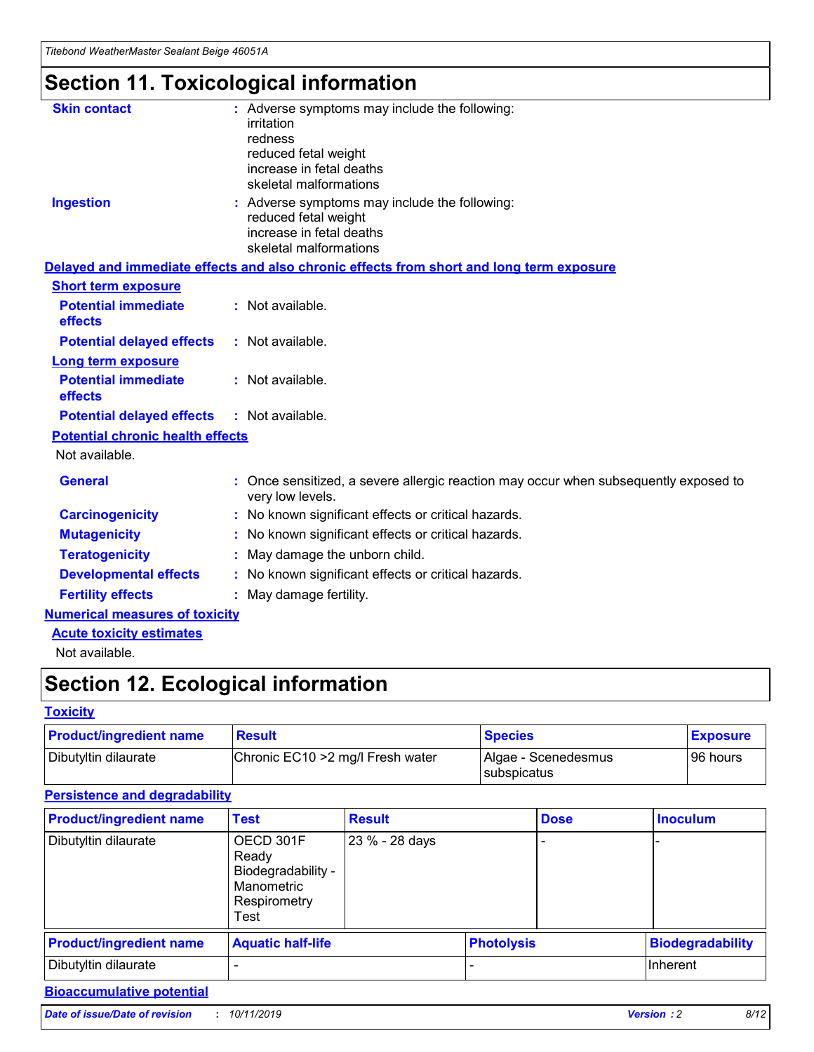# Section 11. Toxicological information

**Skin contact** : Adverse symptoms may include the following:
irritation
redness
reduced fetal weight
increase in fetal deaths
skeletal malformations

**Ingestion** : Adverse symptoms may include the following:
reduced fetal weight
increase in fetal deaths
skeletal malformations

## Delayed and immediate effects and also chronic effects from short and long term exposure

### Short term exposure

**Potential immediate effects** : Not available.

**Potential delayed effects** : Not available.

### Long term exposure

**Potential immediate effects** : Not available.

**Potential delayed effects** : Not available.

### Potential chronic health effects

Not available.

**General** : Once sensitized, a severe allergic reaction may occur when subsequently exposed to very low levels.

**Carcinogenicity** : No known significant effects or critical hazards.

**Mutagenicity** : No known significant effects or critical hazards.

**Teratogenicity** : May damage the unborn child.

**Developmental effects** : No known significant effects or critical hazards.

**Fertility effects** : May damage fertility.

## Numerical measures of toxicity

### Acute toxicity estimates

Not available.

# Section 12. Ecological information

## Toxicity

| Product/ingredient name | Result | Species | Exposure |
|---|---|---|---|
| Dibutyltin dilaurate | Chronic EC10 >2 mg/l Fresh water | Algae - Scenedesmus subspicatus | 96 hours |

## Persistence and degradability

| Product/ingredient name | Test | Result | Dose | Inoculum |
|---|---|---|---|---|
| Dibutyltin dilaurate | OECD 301F Ready Biodegradability - Manometric Respirometry Test | 23 % - 28 days | - | - |

| Product/ingredient name | Aquatic half-life | Photolysis | Biodegradability |
|---|---|---|---|
| Dibutyltin dilaurate | - | - | Inherent |

## Bioaccumulative potential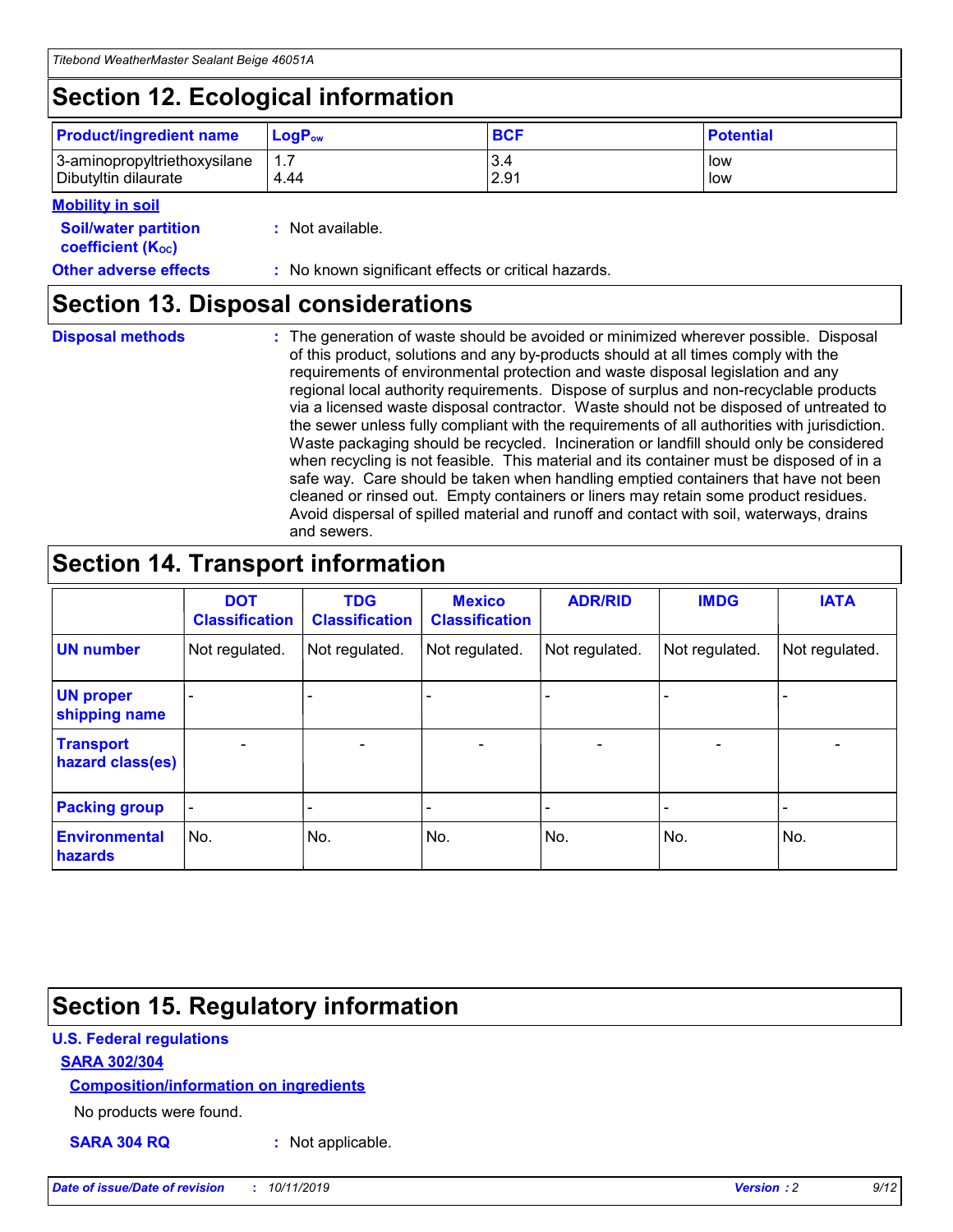## Section 12. Ecological information

| Product/ingredient name | $LogP_{ow}$ | BCF | Potential |
|---|---|---|---|
| 3-aminopropyltriethoxysilane | 1.7 | 3.4 | low |
| Dibutyltin dilaurate | 4.44 | 2.91 | low |

**Mobility in soil**

**Soil/water partition coefficient ($K_{OC}$)** : Not available.

**Other adverse effects** : No known significant effects or critical hazards.

## Section 13. Disposal considerations

**Disposal methods** : The generation of waste should be avoided or minimized wherever possible. Disposal of this product, solutions and any by-products should at all times comply with the requirements of environmental protection and waste disposal legislation and any regional local authority requirements. Dispose of surplus and non-recyclable products via a licensed waste disposal contractor. Waste should not be disposed of untreated to the sewer unless fully compliant with the requirements of all authorities with jurisdiction. Waste packaging should be recycled. Incineration or landfill should only be considered when recycling is not feasible. This material and its container must be disposed of in a safe way. Care should be taken when handling emptied containers that have not been cleaned or rinsed out. Empty containers or liners may retain some product residues. Avoid dispersal of spilled material and runoff and contact with soil, waterways, drains and sewers.

## Section 14. Transport information

| | DOT Classification | TDG Classification | Mexico Classification | ADR/RID | IMDG | IATA |
|---|---|---|---|---|---|---|
| UN number | Not regulated. | Not regulated. | Not regulated. | Not regulated. | Not regulated. | Not regulated. |
| UN proper shipping name | - | - | - | - | - | - |
| Transport hazard class(es) | - | - | - | - | - | - |
| Packing group | - | - | - | - | - | - |
| Environmental hazards | No. | No. | No. | No. | No. | No. |

## Section 15. Regulatory information

**U.S. Federal regulations**

**SARA 302/304**

**Composition/information on ingredients**

No products were found.

**SARA 304 RQ** : Not applicable.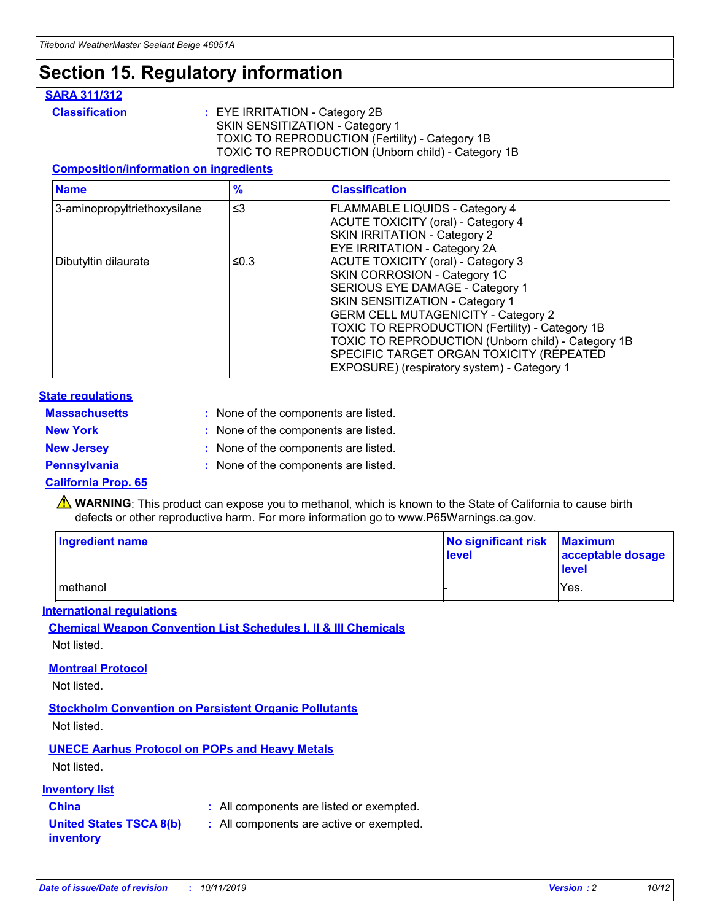# Section 15. Regulatory information

## SARA 311/312

**Classification** : EYE IRRITATION - Category 2B
SKIN SENSITIZATION - Category 1
TOXIC TO REPRODUCTION (Fertility) - Category 1B
TOXIC TO REPRODUCTION (Unborn child) - Category 1B

### Composition/information on ingredients

| Name | % | Classification |
|---|---|---|
| 3-aminopropyltriethoxysilane | ≤3 | FLAMMABLE LIQUIDS - Category 4<br>ACUTE TOXICITY (oral) - Category 4<br>SKIN IRRITATION - Category 2<br>EYE IRRITATION - Category 2A |
| Dibutyltin dilaurate | ≤0.3 | ACUTE TOXICITY (oral) - Category 3<br>SKIN CORROSION - Category 1C<br>SERIOUS EYE DAMAGE - Category 1<br>SKIN SENSITIZATION - Category 1<br>GERM CELL MUTAGENICITY - Category 2<br>TOXIC TO REPRODUCTION (Fertility) - Category 1B<br>TOXIC TO REPRODUCTION (Unborn child) - Category 1B<br>SPECIFIC TARGET ORGAN TOXICITY (REPEATED EXPOSURE) (respiratory system) - Category 1 |

## State regulations

**Massachusetts** : None of the components are listed.

**New York** : None of the components are listed.

**New Jersey** : None of the components are listed.

**Pennsylvania** : None of the components are listed.

### California Prop. 65

⚠ **WARNING**: This product can expose you to methanol, which is known to the State of California to cause birth defects or other reproductive harm. For more information go to www.P65Warnings.ca.gov.

| Ingredient name | No significant risk level | Maximum acceptable dosage level |
|---|---|---|
| methanol | - | Yes. |

## International regulations

### Chemical Weapon Convention List Schedules I, II & III Chemicals

Not listed.

### Montreal Protocol

Not listed.

### Stockholm Convention on Persistent Organic Pollutants

Not listed.

### UNECE Aarhus Protocol on POPs and Heavy Metals

Not listed.

## Inventory list

**China** : All components are listed or exempted.

**United States TSCA 8(b) inventory** : All components are active or exempted.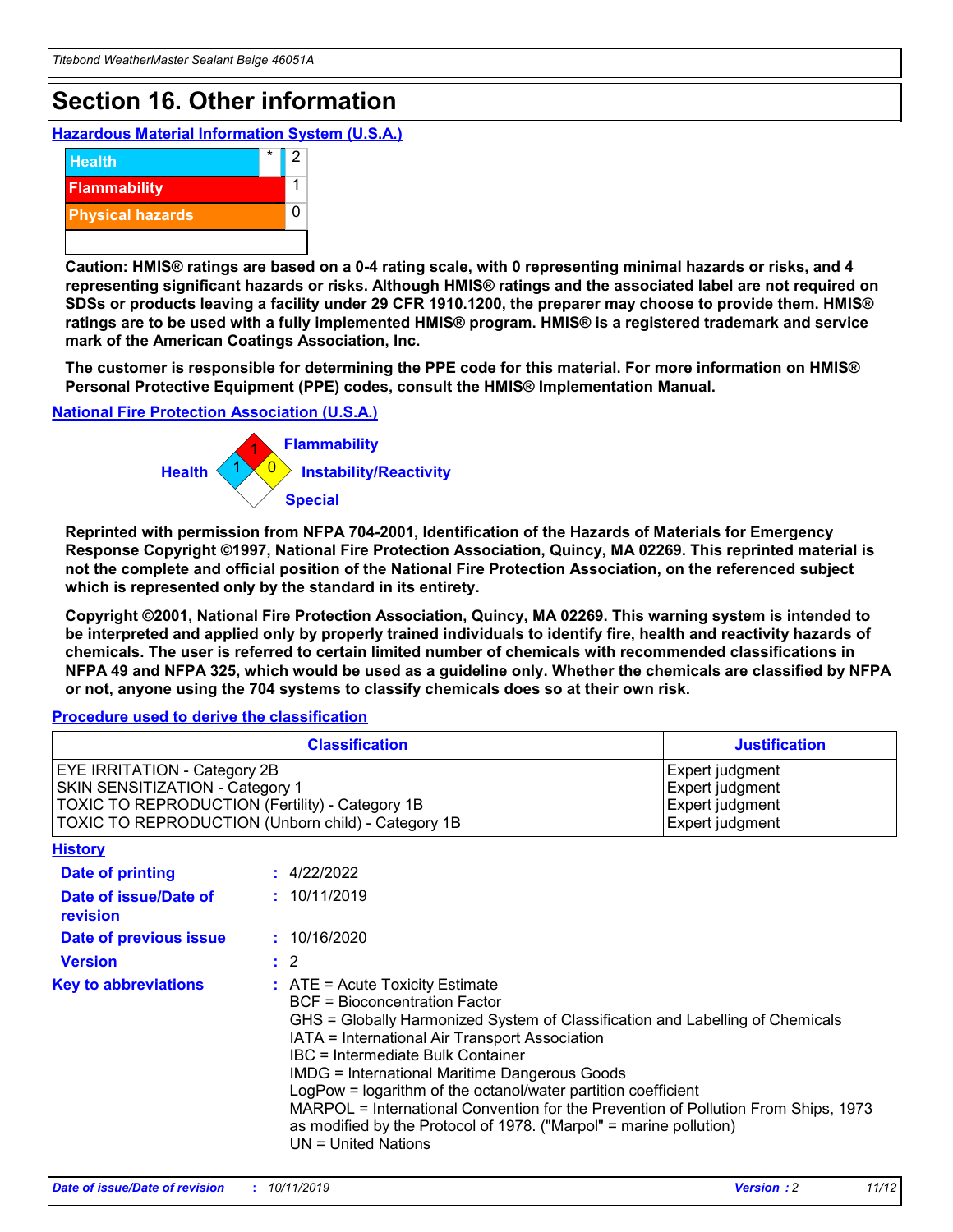# Section 16. Other information

### Hazardous Material Information System (U.S.A.)

| | | |
|---|---|---|
| Health | * | 2 |
| Flammability | | 1 |
| Physical hazards | | 0 |

**Caution: HMIS® ratings are based on a 0-4 rating scale, with 0 representing minimal hazards or risks, and 4 representing significant hazards or risks. Although HMIS® ratings and the associated label are not required on SDSs or products leaving a facility under 29 CFR 1910.1200, the preparer may choose to provide them. HMIS® ratings are to be used with a fully implemented HMIS® program. HMIS® is a registered trademark and service mark of the American Coatings Association, Inc.**

**The customer is responsible for determining the PPE code for this material. For more information on HMIS® Personal Protective Equipment (PPE) codes, consult the HMIS® Implementation Manual.**

### National Fire Protection Association (U.S.A.)

Health: 1
Flammability: 1
Instability/Reactivity: 0
Special:

**Reprinted with permission from NFPA 704-2001, Identification of the Hazards of Materials for Emergency Response Copyright ©1997, National Fire Protection Association, Quincy, MA 02269. This reprinted material is not the complete and official position of the National Fire Protection Association, on the referenced subject which is represented only by the standard in its entirety.**

**Copyright ©2001, National Fire Protection Association, Quincy, MA 02269. This warning system is intended to be interpreted and applied only by properly trained individuals to identify fire, health and reactivity hazards of chemicals. The user is referred to certain limited number of chemicals with recommended classifications in NFPA 49 and NFPA 325, which would be used as a guideline only. Whether the chemicals are classified by NFPA or not, anyone using the 704 systems to classify chemicals does so at their own risk.**

### Procedure used to derive the classification

| Classification | Justification |
|---|---|
| EYE IRRITATION - Category 2B | Expert judgment |
| SKIN SENSITIZATION - Category 1 | Expert judgment |
| TOXIC TO REPRODUCTION (Fertility) - Category 1B | Expert judgment |
| TOXIC TO REPRODUCTION (Unborn child) - Category 1B | Expert judgment |

### History

**Date of printing** : 4/22/2022

**Date of issue/Date of revision** : 10/11/2019

**Date of previous issue** : 10/16/2020

**Version** : 2

**Key to abbreviations** :
ATE = Acute Toxicity Estimate
BCF = Bioconcentration Factor
GHS = Globally Harmonized System of Classification and Labelling of Chemicals
IATA = International Air Transport Association
IBC = Intermediate Bulk Container
IMDG = International Maritime Dangerous Goods
LogPow = logarithm of the octanol/water partition coefficient
MARPOL = International Convention for the Prevention of Pollution From Ships, 1973 as modified by the Protocol of 1978. ("Marpol" = marine pollution)
UN = United Nations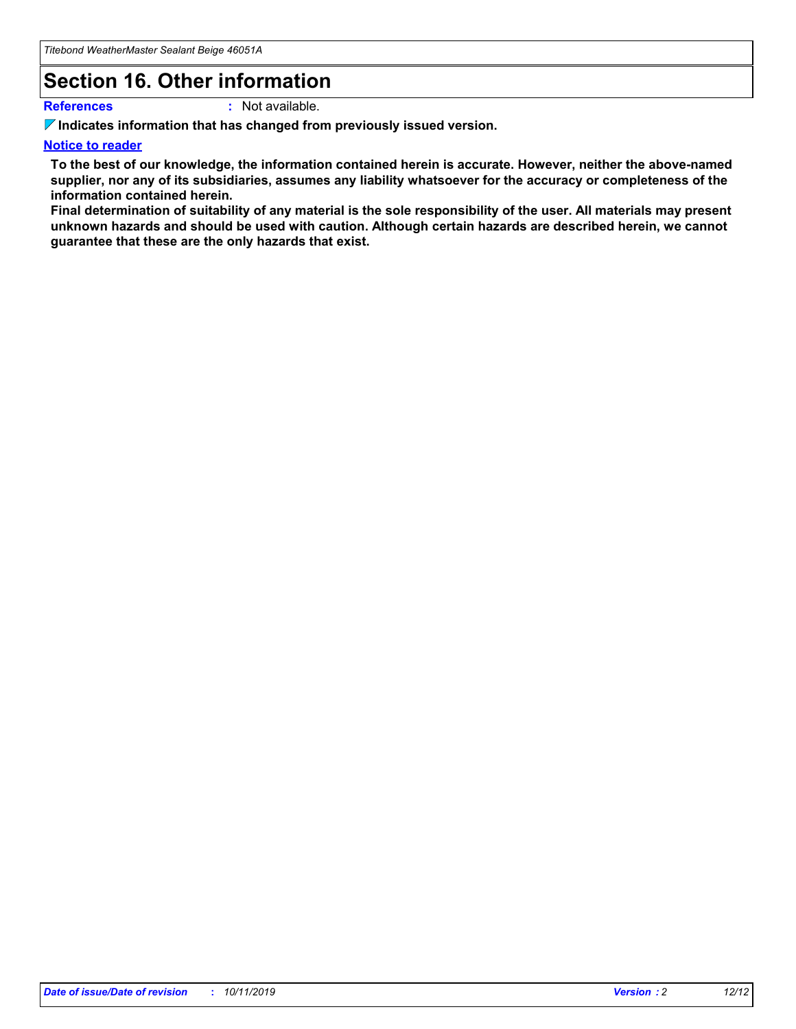# Section 16. Other information

**References** : Not available.

**Indicates information that has changed from previously issued version.**

**Notice to reader**

**To the best of our knowledge, the information contained herein is accurate. However, neither the above-named supplier, nor any of its subsidiaries, assumes any liability whatsoever for the accuracy or completeness of the information contained herein.**

**Final determination of suitability of any material is the sole responsibility of the user. All materials may present unknown hazards and should be used with caution. Although certain hazards are described herein, we cannot guarantee that these are the only hazards that exist.**